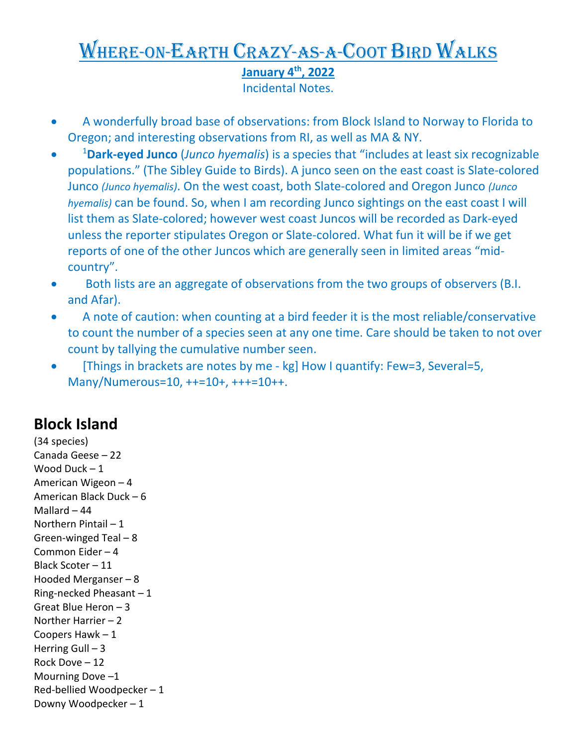# Where-on-Earth Crazy-as-a-Coot Bird Walks

**January 4th, 2022**

Incidental Notes.

- A wonderfully broad base of observations: from Block Island to Norway to Florida to Oregon; and interesting observations from RI, as well as MA & NY.
- [1]**Dark-eyed Junco** (*Junco hyemalis*) is a species that "includes at least six recognizable populations." (The Sibley Guide to Birds). A junco seen on the east coast is Slate-colored Junco *(Junco hyemalis)*. On the west coast, both Slate-colored and Oregon Junco *(Junco hyemalis)* can be found. So, when I am recording Junco sightings on the east coast I will list them as Slate-colored; however west coast Juncos will be recorded as Dark-eyed unless the reporter stipulates Oregon or Slate-colored. What fun it will be if we get reports of one of the other Juncos which are generally seen in limited areas "mid-country".
- Both lists are an aggregate of observations from the two groups of observers (B.I. and Afar).
- A note of caution: when counting at a bird feeder it is the most reliable/conservative to count the number of a species seen at any one time. Care should be taken to not over count by tallying the cumulative number seen.
- [Things in brackets are notes by me - kg] How I quantify: Few=3, Several=5, Many/Numerous=10, ++=10+, +++=10++.

## Block Island

(34 species)
Canada Geese – 22
Wood Duck – 1
American Wigeon – 4
American Black Duck – 6
Mallard – 44
Northern Pintail – 1
Green-winged Teal – 8
Common Eider – 4
Black Scoter – 11
Hooded Merganser – 8
Ring-necked Pheasant – 1
Great Blue Heron – 3
Norther Harrier – 2
Coopers Hawk – 1
Herring Gull – 3
Rock Dove – 12
Mourning Dove –1
Red-bellied Woodpecker – 1
Downy Woodpecker – 1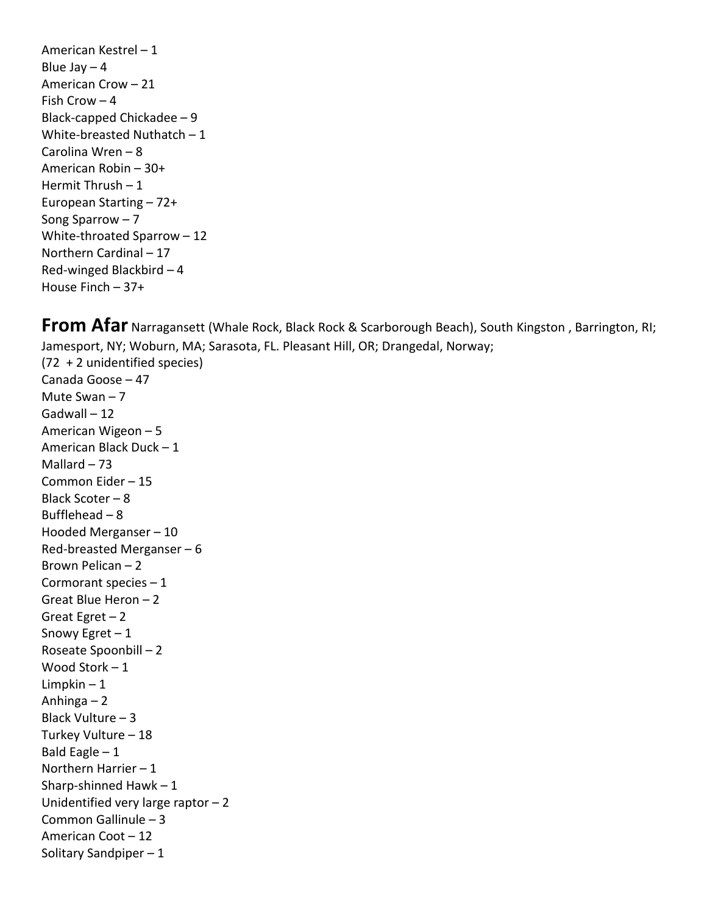American Kestrel – 1
Blue Jay – 4
American Crow – 21
Fish Crow – 4
Black-capped Chickadee – 9
White-breasted Nuthatch – 1
Carolina Wren – 8
American Robin – 30+
Hermit Thrush – 1
European Starting – 72+
Song Sparrow – 7
White-throated Sparrow – 12
Northern Cardinal – 17
Red-winged Blackbird – 4
House Finch – 37+

**From Afar** Narragansett (Whale Rock, Black Rock & Scarborough Beach), South Kingston , Barrington, RI; Jamesport, NY; Woburn, MA; Sarasota, FL. Pleasant Hill, OR; Drangedal, Norway;
(72 + 2 unidentified species)
Canada Goose – 47
Mute Swan – 7
Gadwall – 12
American Wigeon – 5
American Black Duck – 1
Mallard – 73
Common Eider – 15
Black Scoter – 8
Bufflehead – 8
Hooded Merganser – 10
Red-breasted Merganser – 6
Brown Pelican – 2
Cormorant species – 1
Great Blue Heron – 2
Great Egret – 2
Snowy Egret – 1
Roseate Spoonbill – 2
Wood Stork – 1
Limpkin – 1
Anhinga – 2
Black Vulture – 3
Turkey Vulture – 18
Bald Eagle – 1
Northern Harrier – 1
Sharp-shinned Hawk – 1
Unidentified very large raptor – 2
Common Gallinule – 3
American Coot – 12
Solitary Sandpiper – 1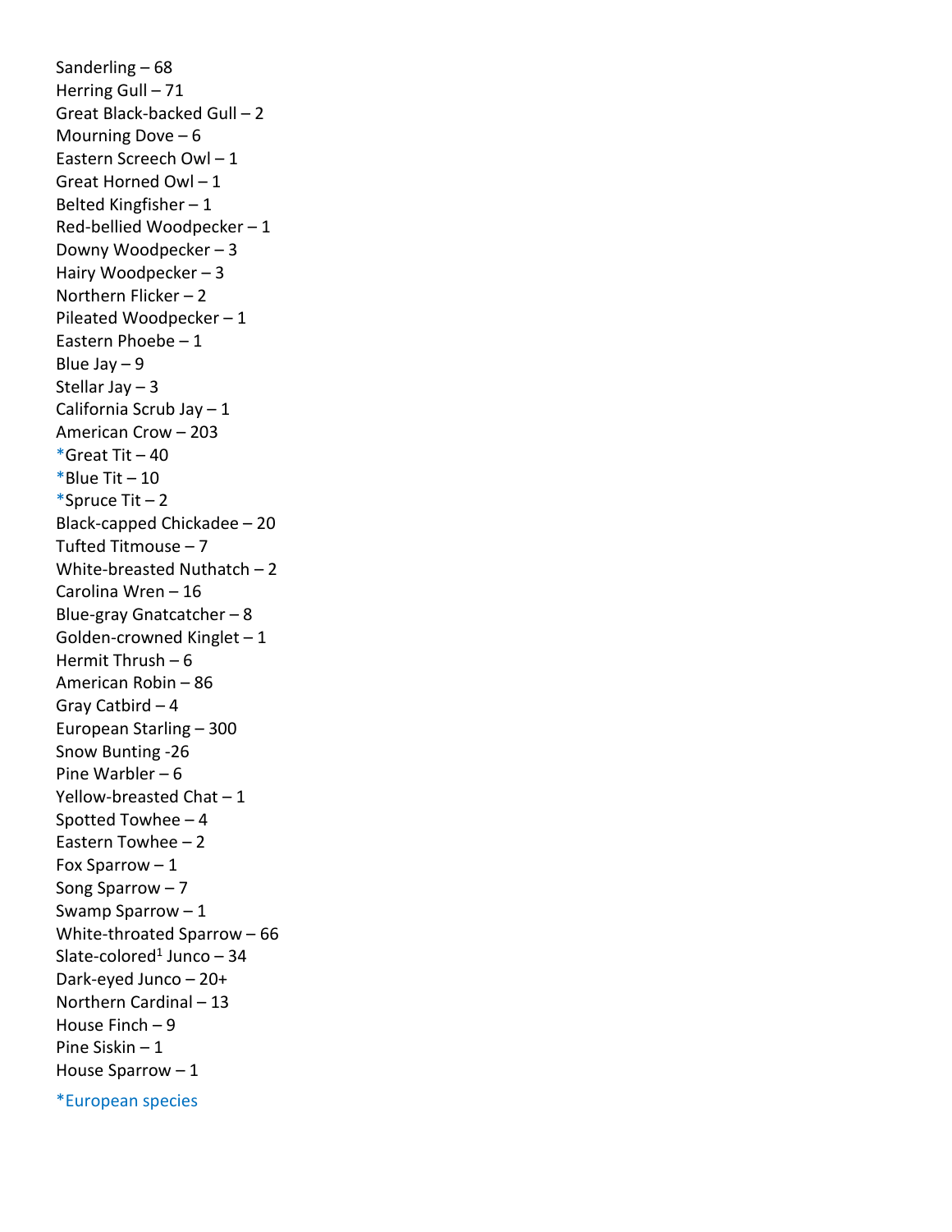Sanderling – 68  
Herring Gull – 71  
Great Black-backed Gull – 2  
Mourning Dove – 6  
Eastern Screech Owl – 1  
Great Horned Owl – 1  
Belted Kingfisher – 1  
Red-bellied Woodpecker – 1  
Downy Woodpecker – 3  
Hairy Woodpecker – 3  
Northern Flicker – 2  
Pileated Woodpecker – 1  
Eastern Phoebe – 1  
Blue Jay – 9  
Stellar Jay – 3  
California Scrub Jay – 1  
American Crow – 203  
*Great Tit – 40  
*Blue Tit – 10  
*Spruce Tit – 2  
Black-capped Chickadee – 20  
Tufted Titmouse – 7  
White-breasted Nuthatch – 2  
Carolina Wren – 16  
Blue-gray Gnatcatcher – 8  
Golden-crowned Kinglet – 1  
Hermit Thrush – 6  
American Robin – 86  
Gray Catbird – 4  
European Starling – 300  
Snow Bunting -26  
Pine Warbler – 6  
Yellow-breasted Chat – 1  
Spotted Towhee – 4  
Eastern Towhee – 2  
Fox Sparrow – 1  
Song Sparrow – 7  
Swamp Sparrow – 1  
White-throated Sparrow – 66  
Slate-colored[1] Junco – 34  
Dark-eyed Junco – 20+  
Northern Cardinal – 13  
House Finch – 9  
Pine Siskin – 1  
House Sparrow – 1

*European species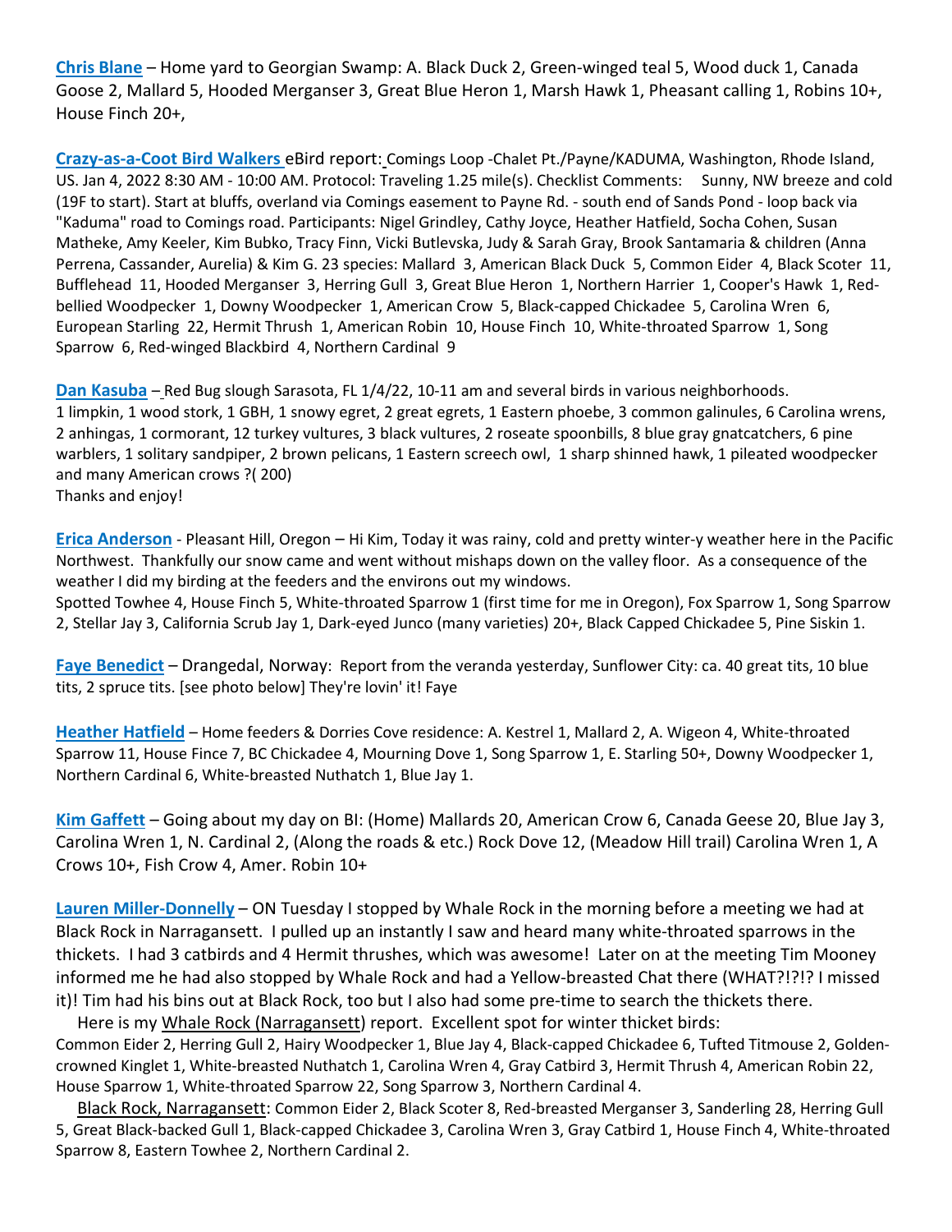**Chris Blane** – Home yard to Georgian Swamp: A. Black Duck 2, Green-winged teal 5, Wood duck 1, Canada Goose 2, Mallard 5, Hooded Merganser 3, Great Blue Heron 1, Marsh Hawk 1, Pheasant calling 1, Robins 10+, House Finch 20+,

**Crazy-as-a-Coot Bird Walkers** eBird report: Comings Loop -Chalet Pt./Payne/KADUMA, Washington, Rhode Island, US. Jan 4, 2022 8:30 AM - 10:00 AM. Protocol: Traveling 1.25 mile(s). Checklist Comments: Sunny, NW breeze and cold (19F to start). Start at bluffs, overland via Comings easement to Payne Rd. - south end of Sands Pond - loop back via "Kaduma" road to Comings road. Participants: Nigel Grindley, Cathy Joyce, Heather Hatfield, Socha Cohen, Susan Matheke, Amy Keeler, Kim Bubko, Tracy Finn, Vicki Butlevska, Judy & Sarah Gray, Brook Santamaria & children (Anna Perrena, Cassander, Aurelia) & Kim G. 23 species: Mallard 3, American Black Duck 5, Common Eider 4, Black Scoter 11, Bufflehead 11, Hooded Merganser 3, Herring Gull 3, Great Blue Heron 1, Northern Harrier 1, Cooper's Hawk 1, Red-bellied Woodpecker 1, Downy Woodpecker 1, American Crow 5, Black-capped Chickadee 5, Carolina Wren 6, European Starling 22, Hermit Thrush 1, American Robin 10, House Finch 10, White-throated Sparrow 1, Song Sparrow 6, Red-winged Blackbird 4, Northern Cardinal 9

**Dan Kasuba** – Red Bug slough Sarasota, FL 1/4/22, 10-11 am and several birds in various neighborhoods.
1 limpkin, 1 wood stork, 1 GBH, 1 snowy egret, 2 great egrets, 1 Eastern phoebe, 3 common galinules, 6 Carolina wrens, 2 anhingas, 1 cormorant, 12 turkey vultures, 3 black vultures, 2 roseate spoonbills, 8 blue gray gnatcatchers, 6 pine warblers, 1 solitary sandpiper, 2 brown pelicans, 1 Eastern screech owl, 1 sharp shinned hawk, 1 pileated woodpecker and many American crows ?( 200)
Thanks and enjoy!

**Erica Anderson** - Pleasant Hill, Oregon – Hi Kim, Today it was rainy, cold and pretty winter-y weather here in the Pacific Northwest. Thankfully our snow came and went without mishaps down on the valley floor. As a consequence of the weather I did my birding at the feeders and the environs out my windows.
Spotted Towhee 4, House Finch 5, White-throated Sparrow 1 (first time for me in Oregon), Fox Sparrow 1, Song Sparrow 2, Stellar Jay 3, California Scrub Jay 1, Dark-eyed Junco (many varieties) 20+, Black Capped Chickadee 5, Pine Siskin 1.

**Faye Benedict** – Drangedal, Norway: Report from the veranda yesterday, Sunflower City: ca. 40 great tits, 10 blue tits, 2 spruce tits. [see photo below] They're lovin' it! Faye

**Heather Hatfield** – Home feeders & Dorries Cove residence: A. Kestrel 1, Mallard 2, A. Wigeon 4, White-throated Sparrow 11, House Fince 7, BC Chickadee 4, Mourning Dove 1, Song Sparrow 1, E. Starling 50+, Downy Woodpecker 1, Northern Cardinal 6, White-breasted Nuthatch 1, Blue Jay 1.

**Kim Gaffett** – Going about my day on BI: (Home) Mallards 20, American Crow 6, Canada Geese 20, Blue Jay 3, Carolina Wren 1, N. Cardinal 2, (Along the roads & etc.) Rock Dove 12, (Meadow Hill trail) Carolina Wren 1, A Crows 10+, Fish Crow 4, Amer. Robin 10+

**Lauren Miller-Donnelly** – ON Tuesday I stopped by Whale Rock in the morning before a meeting we had at Black Rock in Narragansett. I pulled up an instantly I saw and heard many white-throated sparrows in the thickets. I had 3 catbirds and 4 Hermit thrushes, which was awesome! Later on at the meeting Tim Mooney informed me he had also stopped by Whale Rock and had a Yellow-breasted Chat there (WHAT?!?!? I missed it)! Tim had his bins out at Black Rock, too but I also had some pre-time to search the thickets there.

Here is my Whale Rock (Narragansett) report. Excellent spot for winter thicket birds:
Common Eider 2, Herring Gull 2, Hairy Woodpecker 1, Blue Jay 4, Black-capped Chickadee 6, Tufted Titmouse 2, Golden-crowned Kinglet 1, White-breasted Nuthatch 1, Carolina Wren 4, Gray Catbird 3, Hermit Thrush 4, American Robin 22, House Sparrow 1, White-throated Sparrow 22, Song Sparrow 3, Northern Cardinal 4.

Black Rock, Narragansett: Common Eider 2, Black Scoter 8, Red-breasted Merganser 3, Sanderling 28, Herring Gull 5, Great Black-backed Gull 1, Black-capped Chickadee 3, Carolina Wren 3, Gray Catbird 1, House Finch 4, White-throated Sparrow 8, Eastern Towhee 2, Northern Cardinal 2.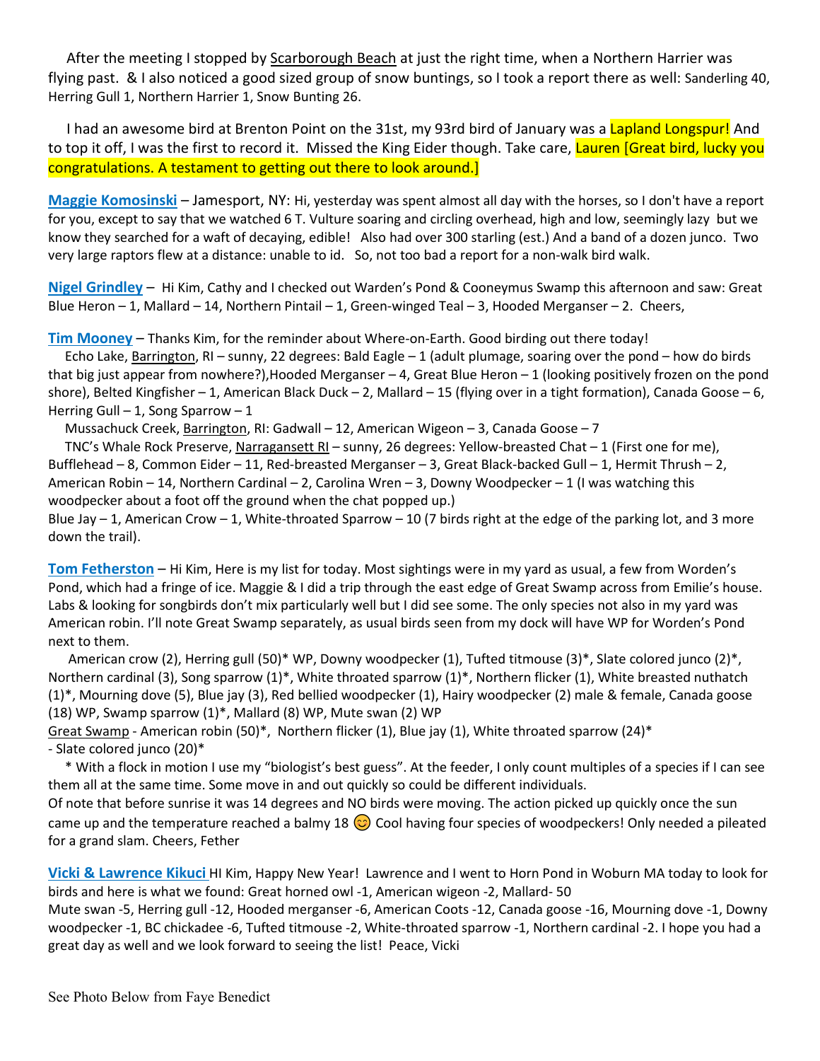After the meeting I stopped by Scarborough Beach at just the right time, when a Northern Harrier was flying past. & I also noticed a good sized group of snow buntings, so I took a report there as well: Sanderling 40, Herring Gull 1, Northern Harrier 1, Snow Bunting 26.

I had an awesome bird at Brenton Point on the 31st, my 93rd bird of January was a Lapland Longspur! And to top it off, I was the first to record it. Missed the King Eider though. Take care, Lauren [Great bird, lucky you congratulations. A testament to getting out there to look around.]

**Maggie Komosinski** – Jamesport, NY: Hi, yesterday was spent almost all day with the horses, so I don't have a report for you, except to say that we watched 6 T. Vulture soaring and circling overhead, high and low, seemingly lazy but we know they searched for a waft of decaying, edible! Also had over 300 starling (est.) And a band of a dozen junco. Two very large raptors flew at a distance: unable to id. So, not too bad a report for a non-walk bird walk.

**Nigel Grindley** – Hi Kim, Cathy and I checked out Warden's Pond & Cooneymus Swamp this afternoon and saw: Great Blue Heron – 1, Mallard – 14, Northern Pintail – 1, Green-winged Teal – 3, Hooded Merganser – 2. Cheers,

**Tim Mooney** – Thanks Kim, for the reminder about Where-on-Earth. Good birding out there today!

Echo Lake, Barrington, RI – sunny, 22 degrees: Bald Eagle – 1 (adult plumage, soaring over the pond – how do birds that big just appear from nowhere?),Hooded Merganser – 4, Great Blue Heron – 1 (looking positively frozen on the pond shore), Belted Kingfisher – 1, American Black Duck – 2, Mallard – 15 (flying over in a tight formation), Canada Goose – 6, Herring Gull – 1, Song Sparrow – 1

Mussachuck Creek, Barrington, RI: Gadwall – 12, American Wigeon – 3, Canada Goose – 7

TNC's Whale Rock Preserve, Narragansett RI – sunny, 26 degrees: Yellow-breasted Chat – 1 (First one for me), Bufflehead – 8, Common Eider – 11, Red-breasted Merganser – 3, Great Black-backed Gull – 1, Hermit Thrush – 2, American Robin – 14, Northern Cardinal – 2, Carolina Wren – 3, Downy Woodpecker – 1 (I was watching this woodpecker about a foot off the ground when the chat popped up.)
Blue Jay – 1, American Crow – 1, White-throated Sparrow – 10 (7 birds right at the edge of the parking lot, and 3 more down the trail).

**Tom Fetherston** – Hi Kim, Here is my list for today. Most sightings were in my yard as usual, a few from Worden's Pond, which had a fringe of ice. Maggie & I did a trip through the east edge of Great Swamp across from Emilie's house. Labs & looking for songbirds don't mix particularly well but I did see some. The only species not also in my yard was American robin. I'll note Great Swamp separately, as usual birds seen from my dock will have WP for Worden's Pond next to them.

American crow (2), Herring gull (50)* WP, Downy woodpecker (1), Tufted titmouse (3)*, Slate colored junco (2)*, Northern cardinal (3), Song sparrow (1)*, White throated sparrow (1)*, Northern flicker (1), White breasted nuthatch (1)*, Mourning dove (5), Blue jay (3), Red bellied woodpecker (1), Hairy woodpecker (2) male & female, Canada goose (18) WP, Swamp sparrow (1)*, Mallard (8) WP, Mute swan (2) WP
Great Swamp - American robin (50)*, Northern flicker (1), Blue jay (1), White throated sparrow (24)*
- Slate colored junco (20)*

* With a flock in motion I use my "biologist's best guess". At the feeder, I only count multiples of a species if I can see them all at the same time. Some move in and out quickly so could be different individuals.
Of note that before sunrise it was 14 degrees and NO birds were moving. The action picked up quickly once the sun came up and the temperature reached a balmy 18 😊 Cool having four species of woodpeckers! Only needed a pileated for a grand slam. Cheers, Fether

**Vicki & Lawrence Kikuci** HI Kim, Happy New Year! Lawrence and I went to Horn Pond in Woburn MA today to look for birds and here is what we found: Great horned owl -1, American wigeon -2, Mallard- 50
Mute swan -5, Herring gull -12, Hooded merganser -6, American Coots -12, Canada goose -16, Mourning dove -1, Downy woodpecker -1, BC chickadee -6, Tufted titmouse -2, White-throated sparrow -1, Northern cardinal -2. I hope you had a great day as well and we look forward to seeing the list! Peace, Vicki

See Photo Below from Faye Benedict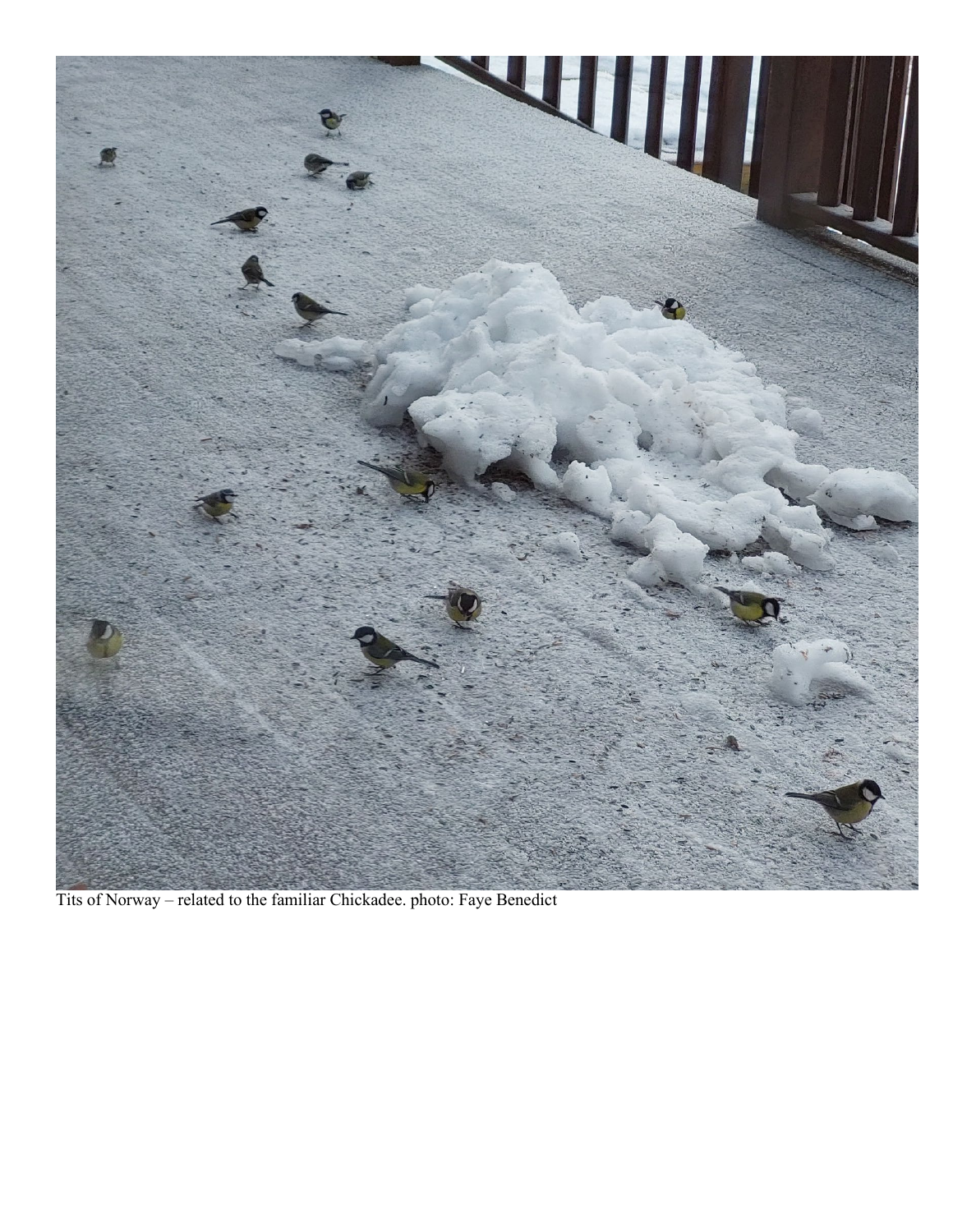Tits of Norway – related to the familiar Chickadee. photo: Faye Benedict